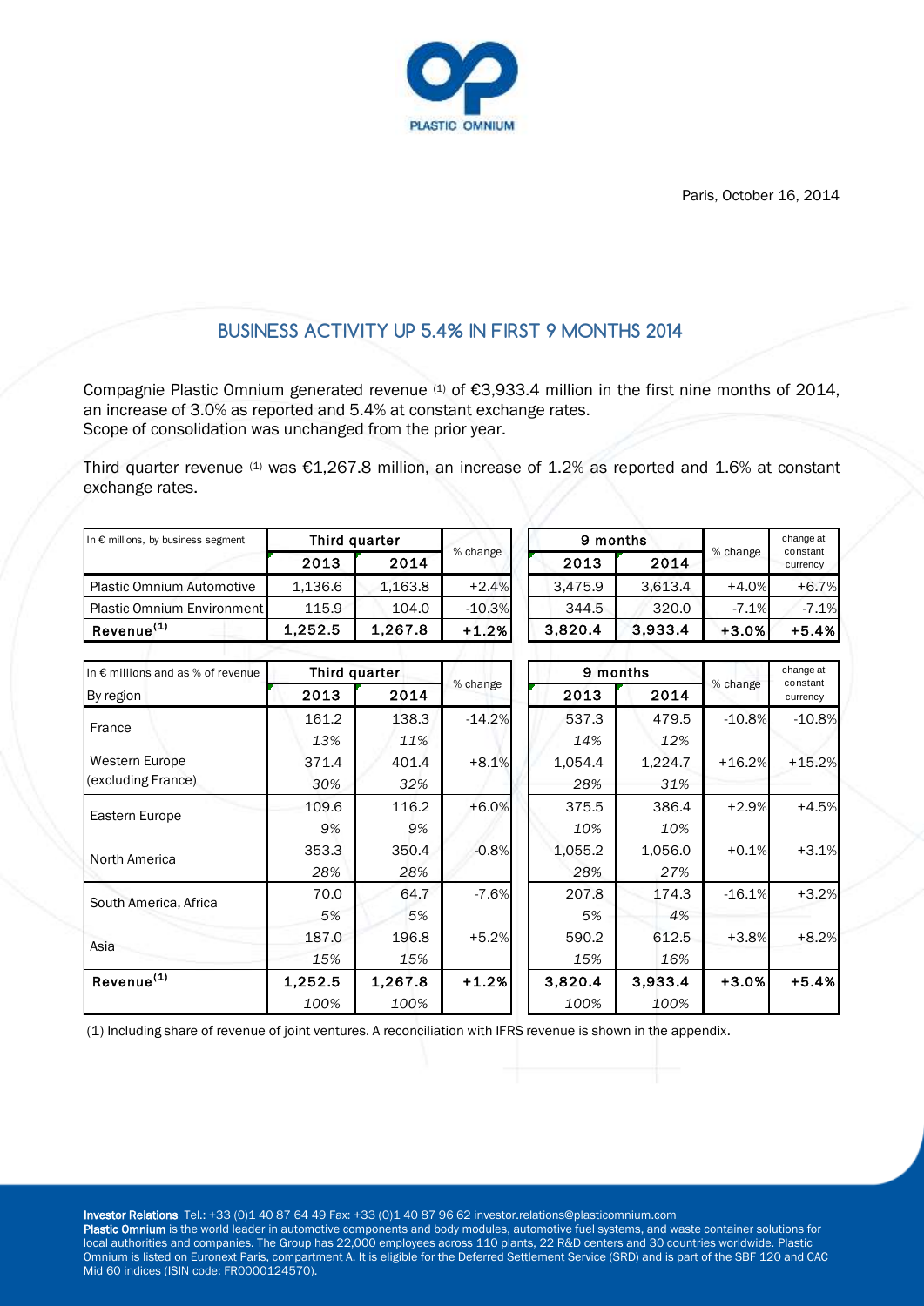PLASTIC OMNIUM

Paris, October 16, 2014

# BUSINESS ACTIVITY UP 5.4% IN FIRST 9 MONTHS 2014

Compagnie Plastic Omnium generated revenue (1) of €3,933.4 million in the first nine months of 2014, an increase of 3.0% as reported and 5.4% at constant exchange rates.
Scope of consolidation was unchanged from the prior year.

Third quarter revenue (1) was €1,267.8 million, an increase of 1.2% as reported and 1.6% at constant exchange rates.

| In € millions, by business segment | Third quarter | | % change | 9 months | | % change | change at constant currency |
|---|---|---|---|---|---|---|---|
| | 2013 | 2014 | | 2013 | 2014 | | |
| Plastic Omnium Automotive | 1,136.6 | 1,163.8 | +2.4% | 3,475.9 | 3,613.4 | +4.0% | +6.7% |
| Plastic Omnium Environment | 115.9 | 104.0 | -10.3% | 344.5 | 320.0 | -7.1% | -7.1% |
| **Revenue(1)** | **1,252.5** | **1,267.8** | **+1.2%** | **3,820.4** | **3,933.4** | **+3.0%** | **+5.4%** |

| In € millions and as % of revenue<br>By region | Third quarter | | % change | 9 months | | % change | change at constant currency |
|---|---|---|---|---|---|---|---|
| | 2013 | 2014 | | 2013 | 2014 | | |
| France | 161.2 | 138.3 | -14.2% | 537.3 | 479.5 | -10.8% | -10.8% |
| | *13%* | *11%* | | *14%* | *12%* | | |
| Western Europe (excluding France) | 371.4 | 401.4 | +8.1% | 1,054.4 | 1,224.7 | +16.2% | +15.2% |
| | *30%* | *32%* | | *28%* | *31%* | | |
| Eastern Europe | 109.6 | 116.2 | +6.0% | 375.5 | 386.4 | +2.9% | +4.5% |
| | *9%* | *9%* | | *10%* | *10%* | | |
| North America | 353.3 | 350.4 | -0.8% | 1,055.2 | 1,056.0 | +0.1% | +3.1% |
| | *28%* | *28%* | | *28%* | *27%* | | |
| South America, Africa | 70.0 | 64.7 | -7.6% | 207.8 | 174.3 | -16.1% | +3.2% |
| | *5%* | *5%* | | *5%* | *4%* | | |
| Asia | 187.0 | 196.8 | +5.2% | 590.2 | 612.5 | +3.8% | +8.2% |
| | *15%* | *15%* | | *15%* | *16%* | | |
| **Revenue(1)** | **1,252.5** | **1,267.8** | **+1.2%** | **3,820.4** | **3,933.4** | **+3.0%** | **+5.4%** |
| | *100%* | *100%* | | *100%* | *100%* | | |

(1) Including share of revenue of joint ventures. A reconciliation with IFRS revenue is shown in the appendix.

**Investor Relations** Tel.: +33 (0)1 40 87 64 49 Fax: +33 (0)1 40 87 96 62 investor.relations@plasticomnium.com
**Plastic Omnium** is the world leader in automotive components and body modules, automotive fuel systems, and waste container solutions for local authorities and companies. The Group has 22,000 employees across 110 plants, 22 R&D centers and 30 countries worldwide. Plastic Omnium is listed on Euronext Paris, compartment A. It is eligible for the Deferred Settlement Service (SRD) and is part of the SBF 120 and CAC Mid 60 indices (ISIN code: FR0000124570).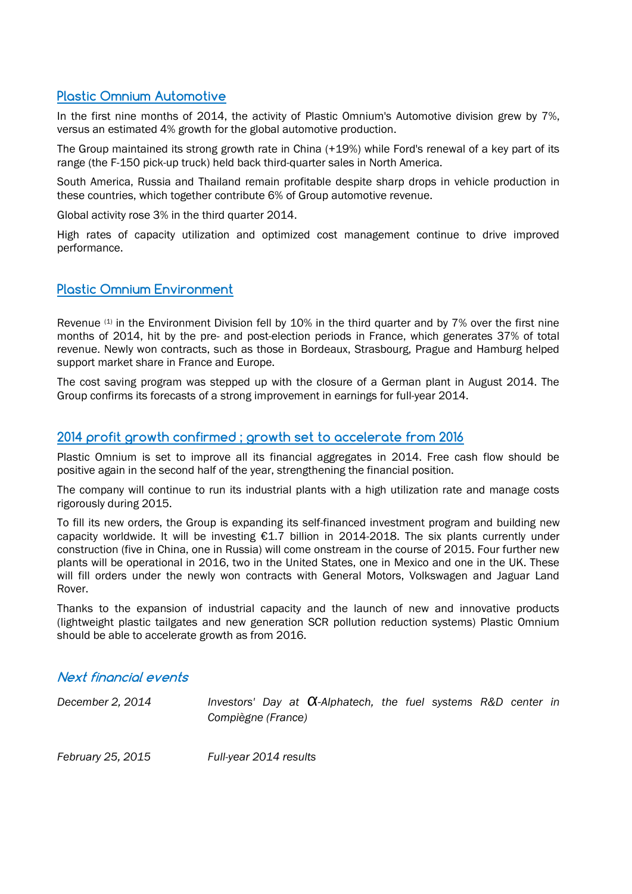## Plastic Omnium Automotive

In the first nine months of 2014, the activity of Plastic Omnium's Automotive division grew by 7%, versus an estimated 4% growth for the global automotive production.

The Group maintained its strong growth rate in China (+19%) while Ford's renewal of a key part of its range (the F-150 pick-up truck) held back third-quarter sales in North America.

South America, Russia and Thailand remain profitable despite sharp drops in vehicle production in these countries, which together contribute 6% of Group automotive revenue.

Global activity rose 3% in the third quarter 2014.

High rates of capacity utilization and optimized cost management continue to drive improved performance.

## Plastic Omnium Environment

Revenue [1] in the Environment Division fell by 10% in the third quarter and by 7% over the first nine months of 2014, hit by the pre- and post-election periods in France, which generates 37% of total revenue. Newly won contracts, such as those in Bordeaux, Strasbourg, Prague and Hamburg helped support market share in France and Europe.

The cost saving program was stepped up with the closure of a German plant in August 2014. The Group confirms its forecasts of a strong improvement in earnings for full-year 2014.

## 2014 profit growth confirmed ; growth set to accelerate from 2016

Plastic Omnium is set to improve all its financial aggregates in 2014. Free cash flow should be positive again in the second half of the year, strengthening the financial position.

The company will continue to run its industrial plants with a high utilization rate and manage costs rigorously during 2015.

To fill its new orders, the Group is expanding its self-financed investment program and building new capacity worldwide. It will be investing €1.7 billion in 2014-2018. The six plants currently under construction (five in China, one in Russia) will come onstream in the course of 2015. Four further new plants will be operational in 2016, two in the United States, one in Mexico and one in the UK. These will fill orders under the newly won contracts with General Motors, Volkswagen and Jaguar Land Rover.

Thanks to the expansion of industrial capacity and the launch of new and innovative products (lightweight plastic tailgates and new generation SCR pollution reduction systems) Plastic Omnium should be able to accelerate growth as from 2016.

## *Next financial events*

| | |
|---|---|
| *December 2, 2014* | *Investors' Day at α-Alphatech, the fuel systems R&D center in Compiègne (France)* |
| *February 25, 2015* | *Full-year 2014 results* |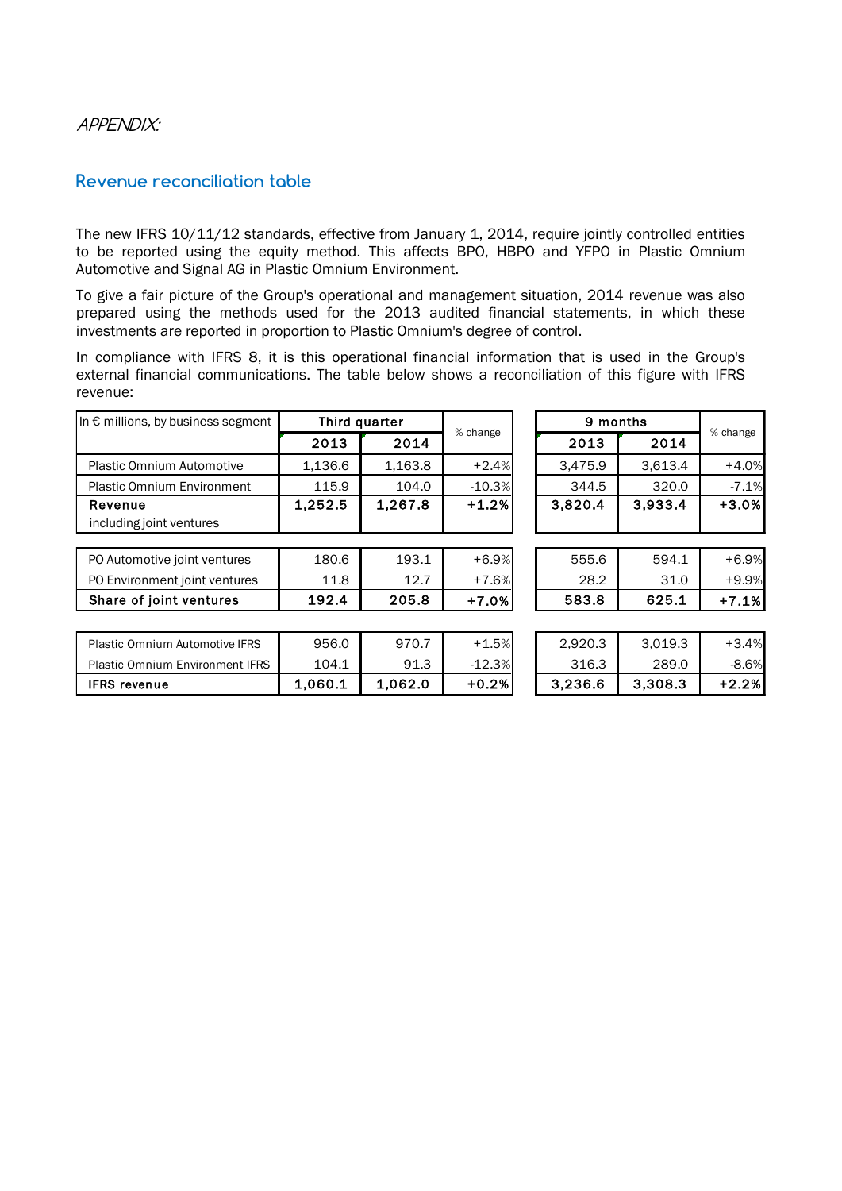*APPENDIX:*

## Revenue reconciliation table

The new IFRS 10/11/12 standards, effective from January 1, 2014, require jointly controlled entities to be reported using the equity method. This affects BPO, HBPO and YFPO in Plastic Omnium Automotive and Signal AG in Plastic Omnium Environment.

To give a fair picture of the Group's operational and management situation, 2014 revenue was also prepared using the methods used for the 2013 audited financial statements, in which these investments are reported in proportion to Plastic Omnium's degree of control.

In compliance with IFRS 8, it is this operational financial information that is used in the Group's external financial communications. The table below shows a reconciliation of this figure with IFRS revenue:

| In € millions, by business segment | Third quarter | | % change | 9 months | | % change |
|---|---|---|---|---|---|---|
| | **2013** | **2014** | | **2013** | **2014** | |
| Plastic Omnium Automotive | 1,136.6 | 1,163.8 | +2.4% | 3,475.9 | 3,613.4 | +4.0% |
| Plastic Omnium Environment | 115.9 | 104.0 | -10.3% | 344.5 | 320.0 | -7.1% |
| **Revenue** including joint ventures | **1,252.5** | **1,267.8** | **+1.2%** | **3,820.4** | **3,933.4** | **+3.0%** |
| PO Automotive joint ventures | 180.6 | 193.1 | +6.9% | 555.6 | 594.1 | +6.9% |
| PO Environment joint ventures | 11.8 | 12.7 | +7.6% | 28.2 | 31.0 | +9.9% |
| **Share of joint ventures** | **192.4** | **205.8** | **+7.0%** | **583.8** | **625.1** | **+7.1%** |
| Plastic Omnium Automotive IFRS | 956.0 | 970.7 | +1.5% | 2,920.3 | 3,019.3 | +3.4% |
| Plastic Omnium Environment IFRS | 104.1 | 91.3 | -12.3% | 316.3 | 289.0 | -8.6% |
| **IFRS revenue** | **1,060.1** | **1,062.0** | **+0.2%** | **3,236.6** | **3,308.3** | **+2.2%** |